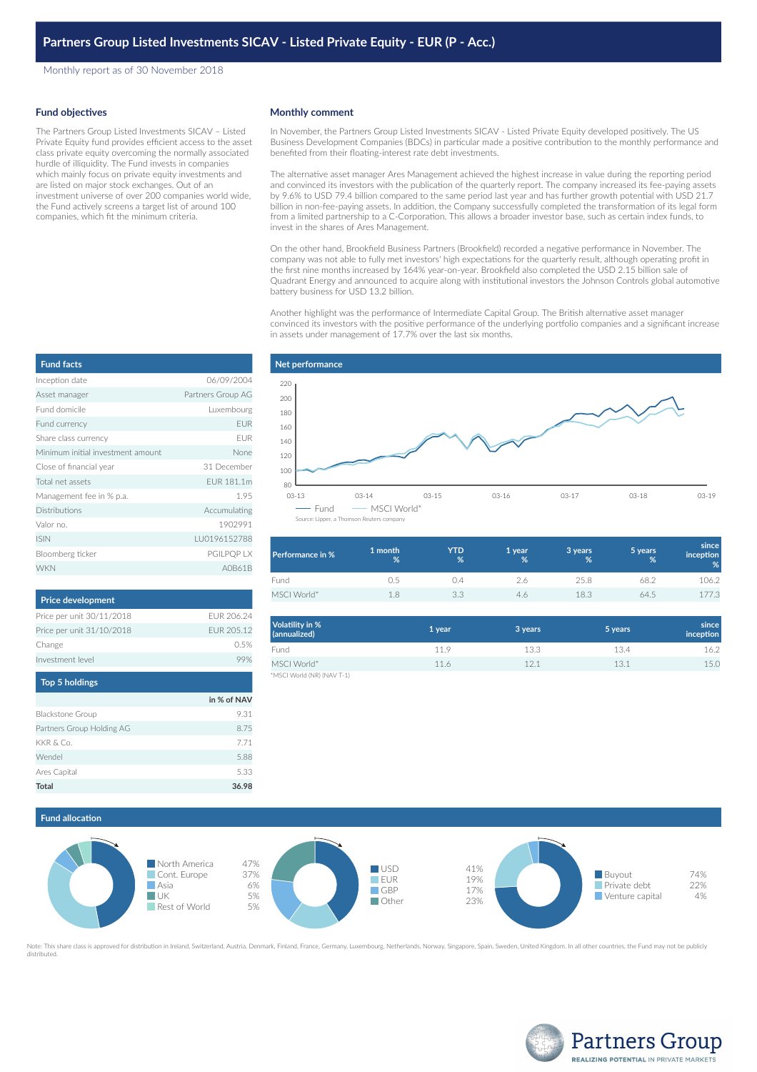# Partners Group Listed Investments SICAV - Listed Private Equity - EUR (P - Acc.)

Monthly report as of 30 November 2018

## Fund objectives

The Partners Group Listed Investments SICAV – Listed Private Equity fund provides efficient access to the asset class private equity overcoming the normally associated hurdle of illiquidity. The Fund invests in companies which mainly focus on private equity investments and are listed on major stock exchanges. Out of an investment universe of over 200 companies world wide, the Fund actively screens a target list of around 100 companies, which fit the minimum criteria.

## Monthly comment

In November, the Partners Group Listed Investments SICAV - Listed Private Equity developed positively. The US Business Development Companies (BDCs) in particular made a positive contribution to the monthly performance and benefited from their floating-interest rate debt investments.

The alternative asset manager Ares Management achieved the highest increase in value during the reporting period and convinced its investors with the publication of the quarterly report. The company increased its fee-paying assets by 9.6% to USD 79.4 billion compared to the same period last year and has further growth potential with USD 21.7 billion in non-fee-paying assets. In addition, the Company successfully completed the transformation of its legal form from a limited partnership to a C-Corporation. This allows a broader investor base, such as certain index funds, to invest in the shares of Ares Management.

On the other hand, Brookfield Business Partners (Brookfield) recorded a negative performance in November. The company was not able to fully met investors' high expectations for the quarterly result, although operating profit in the first nine months increased by 164% year-on-year. Brookfield also completed the USD 2.15 billion sale of Quadrant Energy and announced to acquire along with institutional investors the Johnson Controls global automotive battery business for USD 13.2 billion.

Another highlight was the performance of Intermediate Capital Group. The British alternative asset manager convinced its investors with the positive performance of the underlying portfolio companies and a significant increase in assets under management of 17.7% over the last six months.

## Fund facts

| | |
|---|---|
| Inception date | 06/09/2004 |
| Asset manager | Partners Group AG |
| Fund domicile | Luxembourg |
| Fund currency | EUR |
| Share class currency | EUR |
| Minimum initial investment amount | None |
| Close of financial year | 31 December |
| Total net assets | EUR 181.1m |
| Management fee in % p.a. | 1.95 |
| Distributions | Accumulating |
| Valor no. | 1902991 |
| ISIN | LU0196152788 |
| Bloomberg ticker | PGILPQP LX |
| WKN | A0B61B |

## Net performance

Source: Lipper, a Thomson Reuters company

| Performance in % | 1 month % | YTD % | 1 year % | 3 years % | 5 years % | since inception % |
|---|---|---|---|---|---|---|
| Fund | 0.5 | 0.4 | 2.6 | 25.8 | 68.2 | 106.2 |
| MSCI World* | 1.8 | 3.3 | 4.6 | 18.3 | 64.5 | 177.3 |

| Volatility in % (annualized) | 1 year | 3 years | 5 years | since inception |
|---|---|---|---|---|
| Fund | 11.9 | 13.3 | 13.4 | 16.2 |
| MSCI World* | 11.6 | 12.1 | 13.1 | 15.0 |

*MSCI World (NR) (NAV T-1)

## Price development

| | |
|---|---|
| Price per unit 30/11/2018 | EUR 206.24 |
| Price per unit 31/10/2018 | EUR 205.12 |
| Change | 0.5% |
| Investment level | 99% |

## Top 5 holdings

| | in % of NAV |
|---|---|
| Blackstone Group | 9.31 |
| Partners Group Holding AG | 8.75 |
| KKR & Co. | 7.71 |
| Wendel | 5.88 |
| Ares Capital | 5.33 |
| **Total** | **36.98** |

## Fund allocation

| Region | % |
|---|---|
| North America | 47% |
| Cont. Europe | 37% |
| Asia | 6% |
| UK | 5% |
| Rest of World | 5% |

| Currency | % |
|---|---|
| USD | 41% |
| EUR | 19% |
| GBP | 17% |
| Other | 23% |

| Investment type | % |
|---|---|
| Buyout | 74% |
| Private debt | 22% |
| Venture capital | 4% |

Note: This share class is approved for distribution in Ireland, Switzerland, Austria, Denmark, Finland, France, Germany, Luxembourg, Netherlands, Norway, Singapore, Spain, Sweden, United Kingdom. In all other countries, the Fund may not be publicly distributed.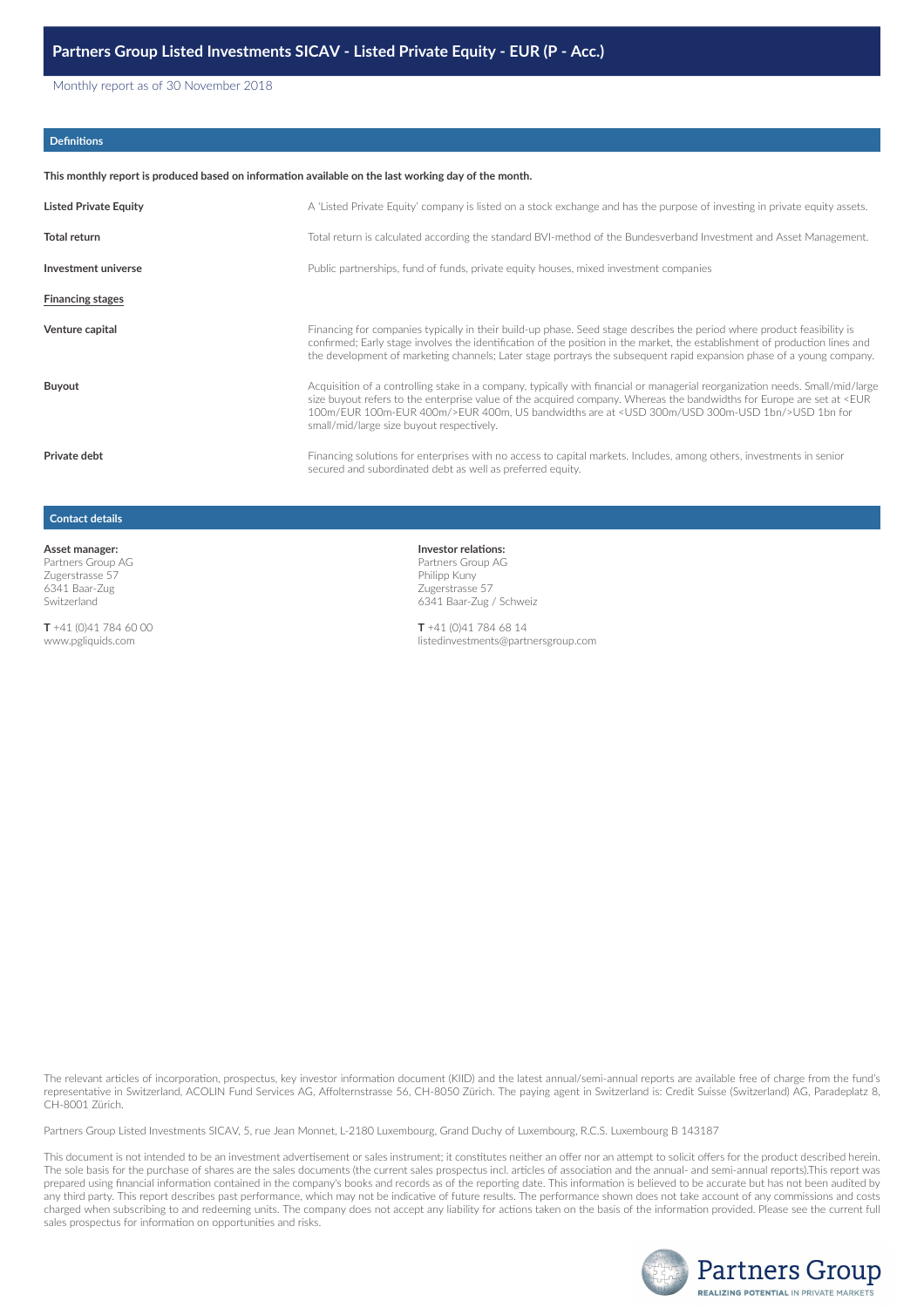# Partners Group Listed Investments SICAV - Listed Private Equity - EUR (P - Acc.)

Monthly report as of 30 November 2018

## Definitions

**This monthly report is produced based on information available on the last working day of the month.**

**Listed Private Equity**
A 'Listed Private Equity' company is listed on a stock exchange and has the purpose of investing in private equity assets.

**Total return**
Total return is calculated according the standard BVI-method of the Bundesverband Investment and Asset Management.

**Investment universe**
Public partnerships, fund of funds, private equity houses, mixed investment companies

**Financing stages**

**Venture capital**
Financing for companies typically in their build-up phase. Seed stage describes the period where product feasibility is confirmed; Early stage involves the identification of the position in the market, the establishment of production lines and the development of marketing channels; Later stage portrays the subsequent rapid expansion phase of a young company.

**Buyout**
Acquisition of a controlling stake in a company, typically with financial or managerial reorganization needs. Small/mid/large size buyout refers to the enterprise value of the acquired company. Whereas the bandwidths for Europe are set at <EUR 100m/EUR 100m-EUR 400m/>EUR 400m, US bandwidths are at <USD 300m/USD 300m-USD 1bn/>USD 1bn for small/mid/large size buyout respectively.

**Private debt**
Financing solutions for enterprises with no access to capital markets. Includes, among others, investments in senior secured and subordinated debt as well as preferred equity.

## Contact details

**Asset manager:**
Partners Group AG
Zugerstrasse 57
6341 Baar-Zug
Switzerland

**T** +41 (0)41 784 60 00
www.pgliquids.com

**Investor relations:**
Partners Group AG
Philipp Kuny
Zugerstrasse 57
6341 Baar-Zug / Schweiz

**T** +41 (0)41 784 68 14
listedinvestments@partnersgroup.com

The relevant articles of incorporation, prospectus, key investor information document (KIID) and the latest annual/semi-annual reports are available free of charge from the fund's representative in Switzerland, ACOLIN Fund Services AG, Affolternstrasse 56, CH-8050 Zürich. The paying agent in Switzerland is: Credit Suisse (Switzerland) AG, Paradeplatz 8, CH-8001 Zürich.

Partners Group Listed Investments SICAV, 5, rue Jean Monnet, L-2180 Luxembourg, Grand Duchy of Luxembourg, R.C.S. Luxembourg B 143187

This document is not intended to be an investment advertisement or sales instrument; it constitutes neither an offer nor an attempt to solicit offers for the product described herein. The sole basis for the purchase of shares are the sales documents (the current sales prospectus incl. articles of association and the annual- and semi-annual reports).This report was prepared using financial information contained in the company's books and records as of the reporting date. This information is believed to be accurate but has not been audited by any third party. This report describes past performance, which may not be indicative of future results. The performance shown does not take account of any commissions and costs charged when subscribing to and redeeming units. The company does not accept any liability for actions taken on the basis of the information provided. Please see the current full sales prospectus for information on opportunities and risks.

Partners Group
REALIZING POTENTIAL IN PRIVATE MARKETS